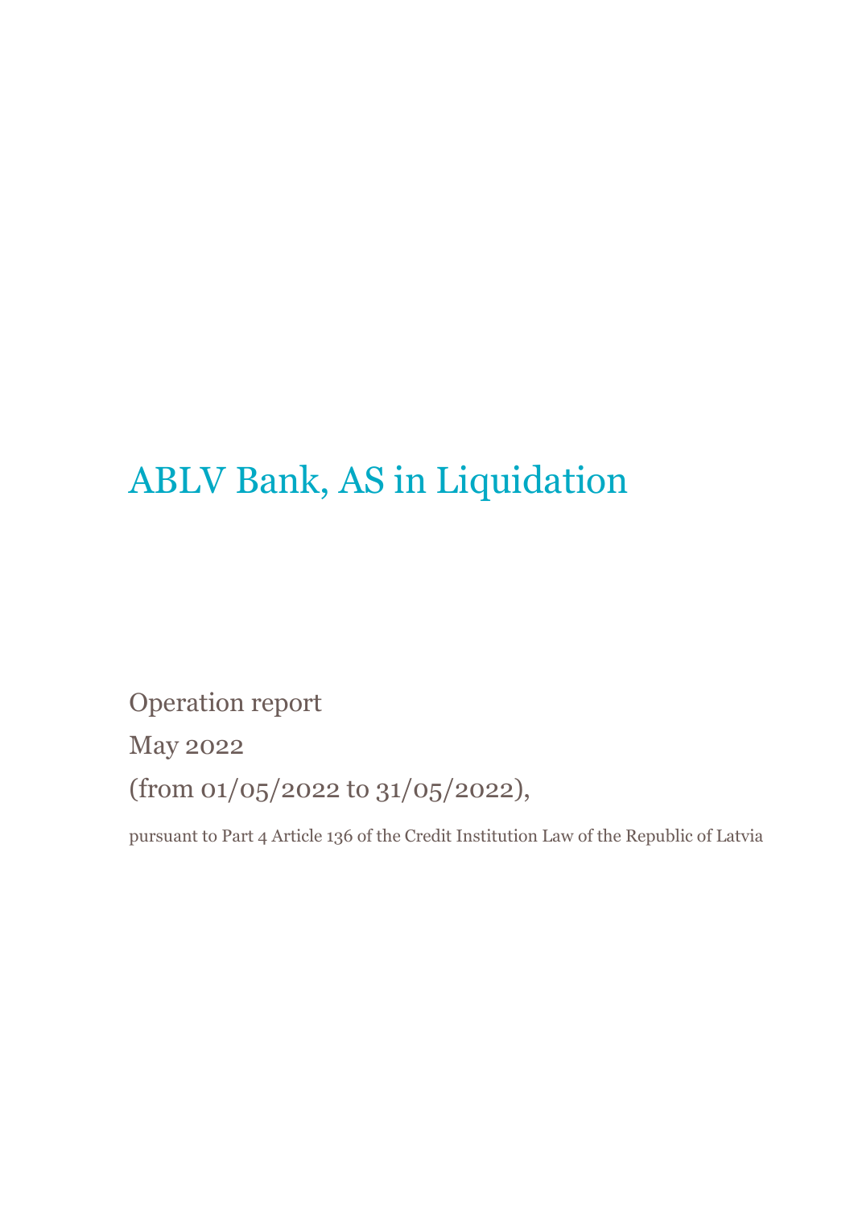# ABLV Bank, AS in Liquidation

Operation report

May 2022

(from 01/05/2022 to 31/05/2022),

pursuant to Part 4 Article 136 of the Credit Institution Law of the Republic of Latvia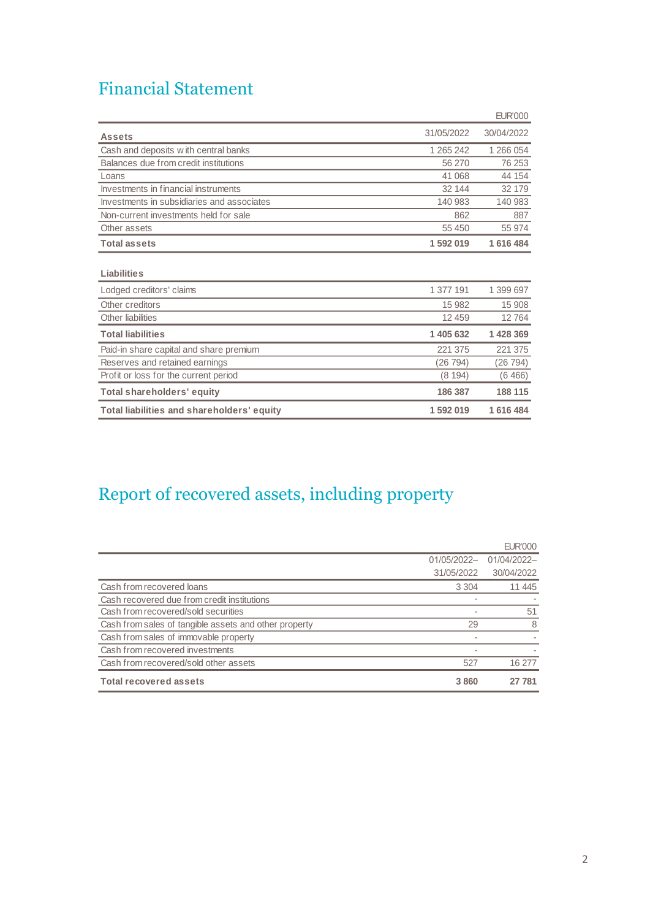# Financial Statement

EUR'000

| Assets | 31/05/2022 | 30/04/2022 |
|---|---|---|
| Cash and deposits with central banks | 1 265 242 | 1 266 054 |
| Balances due from credit institutions | 56 270 | 76 253 |
| Loans | 41 068 | 44 154 |
| Investments in financial instruments | 32 144 | 32 179 |
| Investments in subsidiaries and associates | 140 983 | 140 983 |
| Non-current investments held for sale | 862 | 887 |
| Other assets | 55 450 | 55 974 |
| **Total assets** | **1 592 019** | **1 616 484** |
| | | |
| **Liabilities** | | |
| Lodged creditors' claims | 1 377 191 | 1 399 697 |
| Other creditors | 15 982 | 15 908 |
| Other liabilities | 12 459 | 12 764 |
| **Total liabilities** | **1 405 632** | **1 428 369** |
| Paid-in share capital and share premium | 221 375 | 221 375 |
| Reserves and retained earnings | (26 794) | (26 794) |
| Profit or loss for the current period | (8 194) | (6 466) |
| **Total shareholders' equity** | **186 387** | **188 115** |
| **Total liabilities and shareholders' equity** | **1 592 019** | **1 616 484** |

# Report of recovered assets, including property

EUR'000

| | 01/05/2022–31/05/2022 | 01/04/2022–30/04/2022 |
|---|---|---|
| Cash from recovered loans | 3 304 | 11 445 |
| Cash recovered due from credit institutions | - | - |
| Cash from recovered/sold securities | - | 51 |
| Cash from sales of tangible assets and other property | 29 | 8 |
| Cash from sales of immovable property | - | - |
| Cash from recovered investments | - | - |
| Cash from recovered/sold other assets | 527 | 16 277 |
| **Total recovered assets** | **3 860** | **27 781** |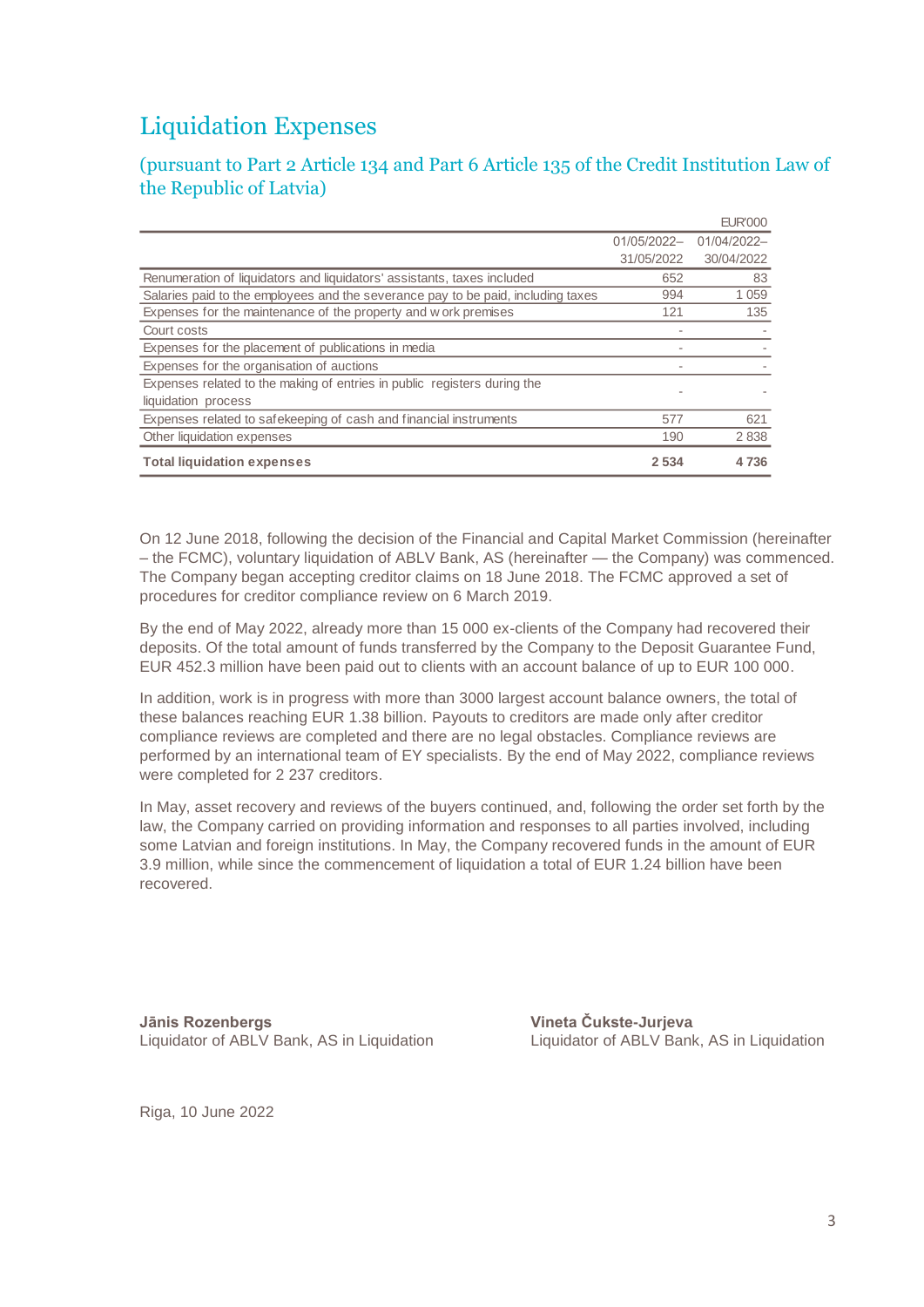# Liquidation Expenses

## (pursuant to Part 2 Article 134 and Part 6 Article 135 of the Credit Institution Law of the Republic of Latvia)

| | | EUR'000 |
|---|---|---|
| | 01/05/2022–31/05/2022 | 01/04/2022–30/04/2022 |
| Renumeration of liquidators and liquidators' assistants, taxes included | 652 | 83 |
| Salaries paid to the employees and the severance pay to be paid, including taxes | 994 | 1 059 |
| Expenses for the maintenance of the property and work premises | 121 | 135 |
| Court costs | - | - |
| Expenses for the placement of publications in media | - | - |
| Expenses for the organisation of auctions | - | - |
| Expenses related to the making of entries in public registers during the liquidation process | - | - |
| Expenses related to safekeeping of cash and financial instruments | 577 | 621 |
| Other liquidation expenses | 190 | 2 838 |
| **Total liquidation expenses** | **2 534** | **4 736** |

On 12 June 2018, following the decision of the Financial and Capital Market Commission (hereinafter – the FCMC), voluntary liquidation of ABLV Bank, AS (hereinafter — the Company) was commenced. The Company began accepting creditor claims on 18 June 2018. The FCMC approved a set of procedures for creditor compliance review on 6 March 2019.

By the end of May 2022, already more than 15 000 ex-clients of the Company had recovered their deposits. Of the total amount of funds transferred by the Company to the Deposit Guarantee Fund, EUR 452.3 million have been paid out to clients with an account balance of up to EUR 100 000.

In addition, work is in progress with more than 3000 largest account balance owners, the total of these balances reaching EUR 1.38 billion. Payouts to creditors are made only after creditor compliance reviews are completed and there are no legal obstacles. Compliance reviews are performed by an international team of EY specialists. By the end of May 2022, compliance reviews were completed for 2 237 creditors.

In May, asset recovery and reviews of the buyers continued, and, following the order set forth by the law, the Company carried on providing information and responses to all parties involved, including some Latvian and foreign institutions. In May, the Company recovered funds in the amount of EUR 3.9 million, while since the commencement of liquidation a total of EUR 1.24 billion have been recovered.

**Jānis Rozenbergs**
Liquidator of ABLV Bank, AS in Liquidation

**Vineta Čukste-Jurjeva**
Liquidator of ABLV Bank, AS in Liquidation

Riga, 10 June 2022